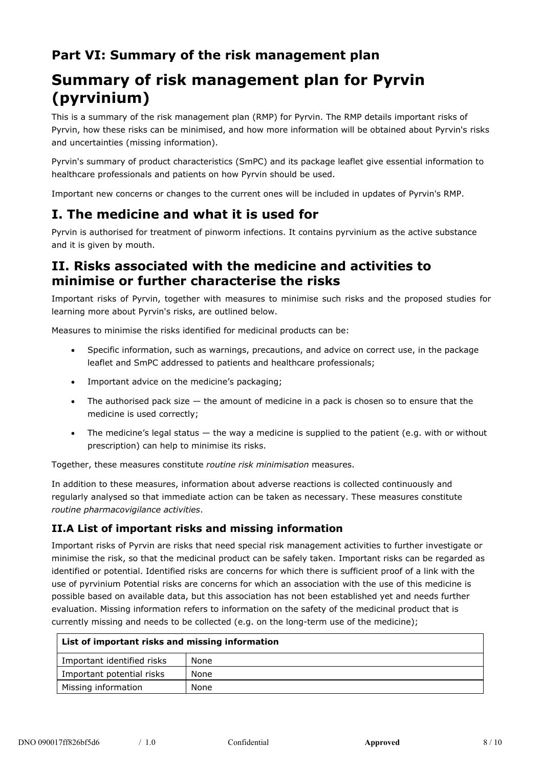# Part VI: Summary of the risk management plan

# Summary of risk management plan for Pyrvin (pyrvinium)

This is a summary of the risk management plan (RMP) for Pyrvin. The RMP details important risks of Pyrvin, how these risks can be minimised, and how more information will be obtained about Pyrvin's risks and uncertainties (missing information).

Pyrvin's summary of product characteristics (SmPC) and its package leaflet give essential information to healthcare professionals and patients on how Pyrvin should be used.

Important new concerns or changes to the current ones will be included in updates of Pyrvin's RMP.

## I. The medicine and what it is used for

Pyrvin is authorised for treatment of pinworm infections. It contains pyrvinium as the active substance and it is given by mouth.

## II. Risks associated with the medicine and activities to minimise or further characterise the risks

Important risks of Pyrvin, together with measures to minimise such risks and the proposed studies for learning more about Pyrvin's risks, are outlined below.

Measures to minimise the risks identified for medicinal products can be:

- Specific information, such as warnings, precautions, and advice on correct use, in the package leaflet and SmPC addressed to patients and healthcare professionals;
- Important advice on the medicine's packaging;
- The authorised pack size — the amount of medicine in a pack is chosen so to ensure that the medicine is used correctly;
- The medicine's legal status — the way a medicine is supplied to the patient (e.g. with or without prescription) can help to minimise its risks.

Together, these measures constitute *routine risk minimisation* measures.

In addition to these measures, information about adverse reactions is collected continuously and regularly analysed so that immediate action can be taken as necessary. These measures constitute *routine pharmacovigilance activities*.

### II.A List of important risks and missing information

Important risks of Pyrvin are risks that need special risk management activities to further investigate or minimise the risk, so that the medicinal product can be safely taken. Important risks can be regarded as identified or potential. Identified risks are concerns for which there is sufficient proof of a link with the use of pyrvinium Potential risks are concerns for which an association with the use of this medicine is possible based on available data, but this association has not been established yet and needs further evaluation. Missing information refers to information on the safety of the medicinal product that is currently missing and needs to be collected (e.g. on the long-term use of the medicine);

| **List of important risks and missing information** | |
|---|---|
| Important identified risks | None |
| Important potential risks | None |
| Missing information | None |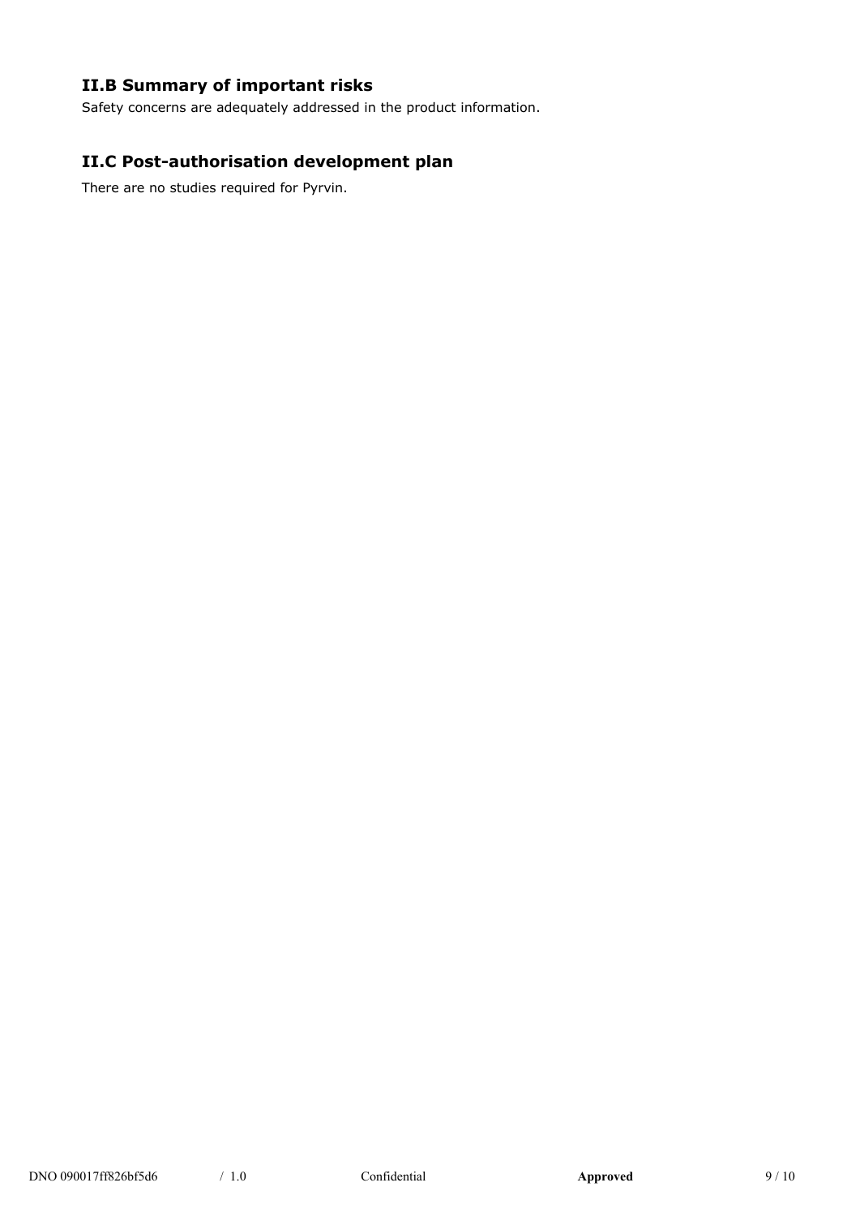## II.B Summary of important risks

Safety concerns are adequately addressed in the product information.

## II.C Post-authorisation development plan

There are no studies required for Pyrvin.